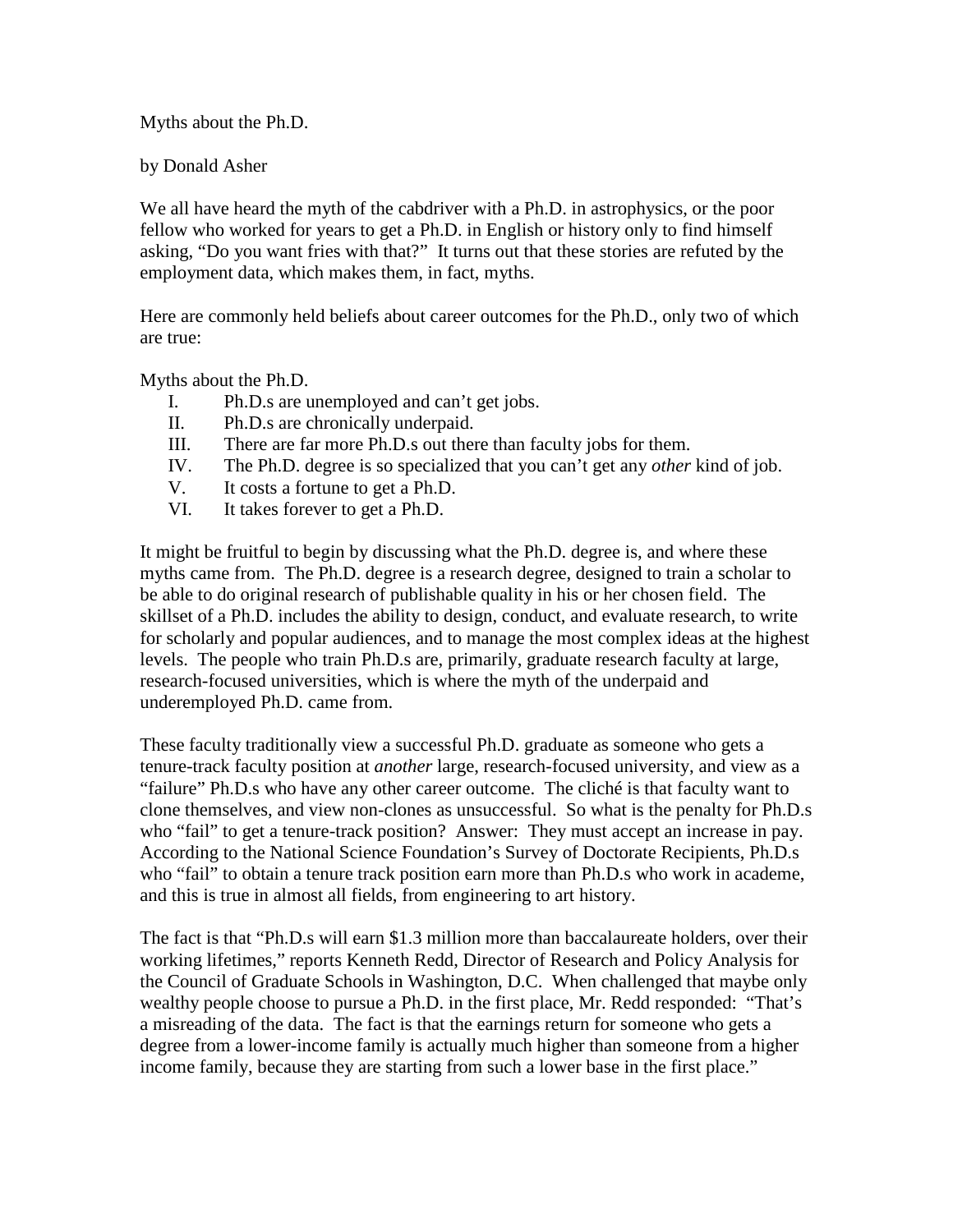# Myths about the Ph.D.

by Donald Asher

We all have heard the myth of the cabdriver with a Ph.D. in astrophysics, or the poor fellow who worked for years to get a Ph.D. in English or history only to find himself asking, "Do you want fries with that?" It turns out that these stories are refuted by the employment data, which makes them, in fact, myths.

Here are commonly held beliefs about career outcomes for the Ph.D., only two of which are true:

Myths about the Ph.D.

I. Ph.D.s are unemployed and can't get jobs.
II. Ph.D.s are chronically underpaid.
III. There are far more Ph.D.s out there than faculty jobs for them.
IV. The Ph.D. degree is so specialized that you can't get any *other* kind of job.
V. It costs a fortune to get a Ph.D.
VI. It takes forever to get a Ph.D.

It might be fruitful to begin by discussing what the Ph.D. degree is, and where these myths came from. The Ph.D. degree is a research degree, designed to train a scholar to be able to do original research of publishable quality in his or her chosen field. The skillset of a Ph.D. includes the ability to design, conduct, and evaluate research, to write for scholarly and popular audiences, and to manage the most complex ideas at the highest levels. The people who train Ph.D.s are, primarily, graduate research faculty at large, research-focused universities, which is where the myth of the underpaid and underemployed Ph.D. came from.

These faculty traditionally view a successful Ph.D. graduate as someone who gets a tenure-track faculty position at *another* large, research-focused university, and view as a "failure" Ph.D.s who have any other career outcome. The cliché is that faculty want to clone themselves, and view non-clones as unsuccessful. So what is the penalty for Ph.D.s who "fail" to get a tenure-track position? Answer: They must accept an increase in pay. According to the National Science Foundation's Survey of Doctorate Recipients, Ph.D.s who "fail" to obtain a tenure track position earn more than Ph.D.s who work in academe, and this is true in almost all fields, from engineering to art history.

The fact is that "Ph.D.s will earn $1.3 million more than baccalaureate holders, over their working lifetimes," reports Kenneth Redd, Director of Research and Policy Analysis for the Council of Graduate Schools in Washington, D.C. When challenged that maybe only wealthy people choose to pursue a Ph.D. in the first place, Mr. Redd responded: "That's a misreading of the data. The fact is that the earnings return for someone who gets a degree from a lower-income family is actually much higher than someone from a higher income family, because they are starting from such a lower base in the first place."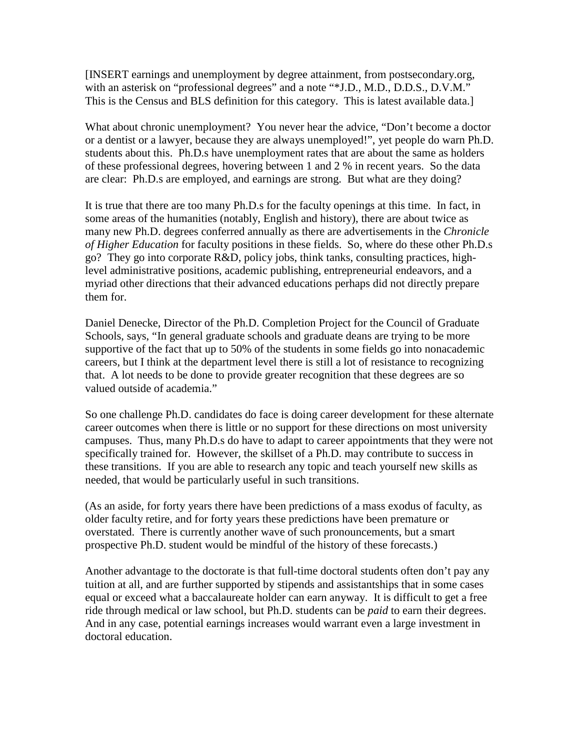[INSERT earnings and unemployment by degree attainment, from postsecondary.org, with an asterisk on "professional degrees" and a note "*J.D., M.D., D.D.S., D.V.M." This is the Census and BLS definition for this category. This is latest available data.]

What about chronic unemployment? You never hear the advice, "Don't become a doctor or a dentist or a lawyer, because they are always unemployed!", yet people do warn Ph.D. students about this. Ph.D.s have unemployment rates that are about the same as holders of these professional degrees, hovering between 1 and 2 % in recent years. So the data are clear: Ph.D.s are employed, and earnings are strong. But what are they doing?

It is true that there are too many Ph.D.s for the faculty openings at this time. In fact, in some areas of the humanities (notably, English and history), there are about twice as many new Ph.D. degrees conferred annually as there are advertisements in the *Chronicle of Higher Education* for faculty positions in these fields. So, where do these other Ph.D.s go? They go into corporate R&D, policy jobs, think tanks, consulting practices, high-level administrative positions, academic publishing, entrepreneurial endeavors, and a myriad other directions that their advanced educations perhaps did not directly prepare them for.

Daniel Denecke, Director of the Ph.D. Completion Project for the Council of Graduate Schools, says, "In general graduate schools and graduate deans are trying to be more supportive of the fact that up to 50% of the students in some fields go into nonacademic careers, but I think at the department level there is still a lot of resistance to recognizing that. A lot needs to be done to provide greater recognition that these degrees are so valued outside of academia."

So one challenge Ph.D. candidates do face is doing career development for these alternate career outcomes when there is little or no support for these directions on most university campuses. Thus, many Ph.D.s do have to adapt to career appointments that they were not specifically trained for. However, the skillset of a Ph.D. may contribute to success in these transitions. If you are able to research any topic and teach yourself new skills as needed, that would be particularly useful in such transitions.

(As an aside, for forty years there have been predictions of a mass exodus of faculty, as older faculty retire, and for forty years these predictions have been premature or overstated. There is currently another wave of such pronouncements, but a smart prospective Ph.D. student would be mindful of the history of these forecasts.)

Another advantage to the doctorate is that full-time doctoral students often don't pay any tuition at all, and are further supported by stipends and assistantships that in some cases equal or exceed what a baccalaureate holder can earn anyway. It is difficult to get a free ride through medical or law school, but Ph.D. students can be *paid* to earn their degrees. And in any case, potential earnings increases would warrant even a large investment in doctoral education.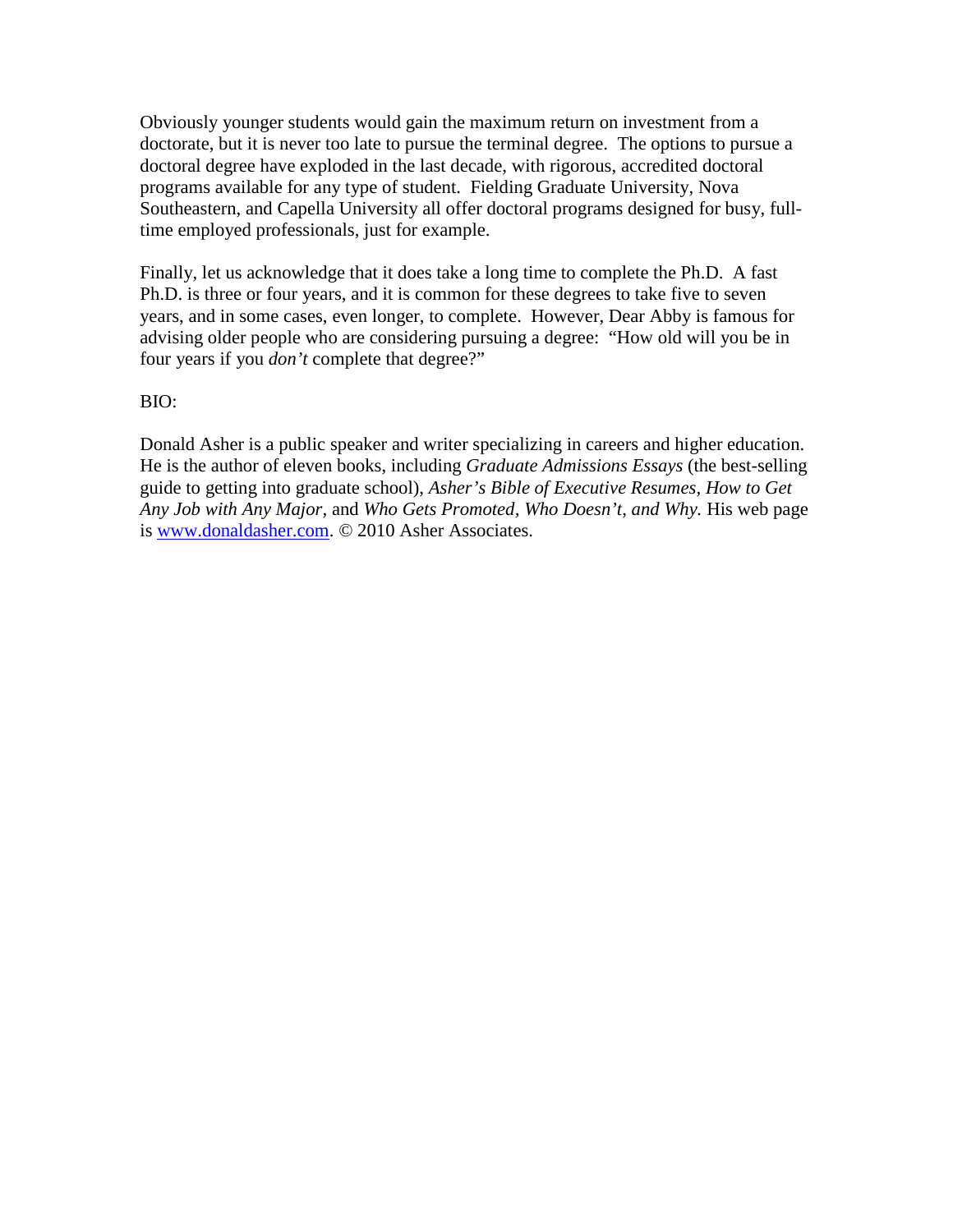Obviously younger students would gain the maximum return on investment from a doctorate, but it is never too late to pursue the terminal degree. The options to pursue a doctoral degree have exploded in the last decade, with rigorous, accredited doctoral programs available for any type of student. Fielding Graduate University, Nova Southeastern, and Capella University all offer doctoral programs designed for busy, full-time employed professionals, just for example.

Finally, let us acknowledge that it does take a long time to complete the Ph.D. A fast Ph.D. is three or four years, and it is common for these degrees to take five to seven years, and in some cases, even longer, to complete. However, Dear Abby is famous for advising older people who are considering pursuing a degree: "How old will you be in four years if you *don't* complete that degree?"

BIO:

Donald Asher is a public speaker and writer specializing in careers and higher education. He is the author of eleven books, including *Graduate Admissions Essays* (the best-selling guide to getting into graduate school), *Asher's Bible of Executive Resumes*, *How to Get Any Job with Any Major*, and *Who Gets Promoted, Who Doesn't, and Why*. His web page is [www.donaldasher.com](http://www.donaldasher.com). © 2010 Asher Associates.